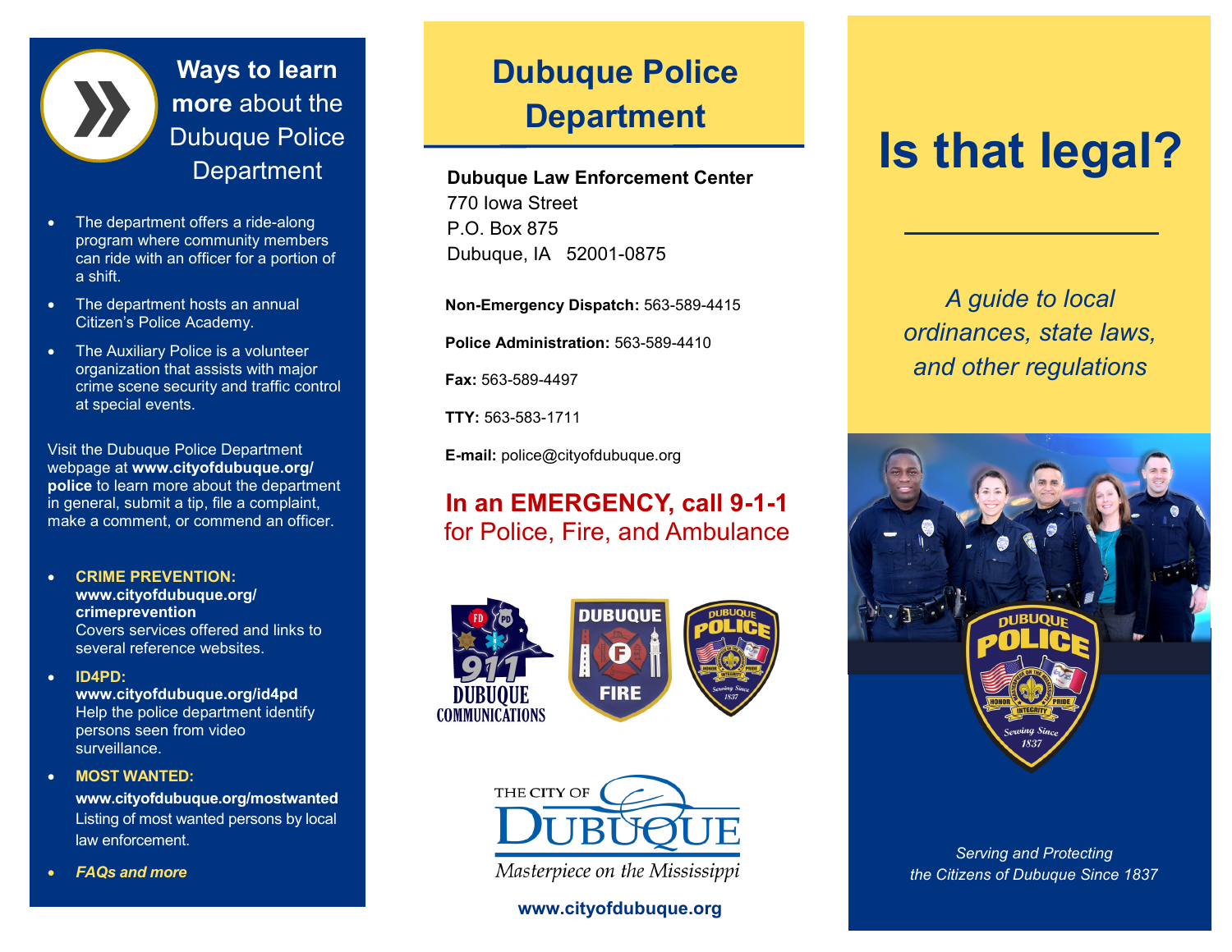## Ways to learn more about the Dubuque Police Department

- The department offers a ride-along program where community members can ride with an officer for a portion of a shift.
- The department hosts an annual Citizen's Police Academy.
- The Auxiliary Police is a volunteer organization that assists with major crime scene security and traffic control at special events.

Visit the Dubuque Police Department webpage at **www.cityofdubuque.org/police** to learn more about the department in general, submit a tip, file a complaint, make a comment, or commend an officer.

- **CRIME PREVENTION:** **www.cityofdubuque.org/crimeprevention** Covers services offered and links to several reference websites.
- **ID4PD:** **www.cityofdubuque.org/id4pd** Help the police department identify persons seen from video surveillance.
- **MOST WANTED:** **www.cityofdubuque.org/mostwanted** Listing of most wanted persons by local law enforcement.
- ***FAQs and more***

# Dubuque Police Department

**Dubuque Law Enforcement Center**
770 Iowa Street
P.O. Box 875
Dubuque, IA 52001-0875

**Non-Emergency Dispatch:** 563-589-4415

**Police Administration:** 563-589-4410

**Fax:** 563-589-4497

**TTY:** 563-583-1711

**E-mail:** police@cityofdubuque.org

**In an EMERGENCY, call 9-1-1** for Police, Fire, and Ambulance

THE CITY OF DUBUQUE
*Masterpiece on the Mississippi*

**www.cityofdubuque.org**

# Is that legal?

*A guide to local ordinances, state laws, and other regulations*

*Serving and Protecting the Citizens of Dubuque Since 1837*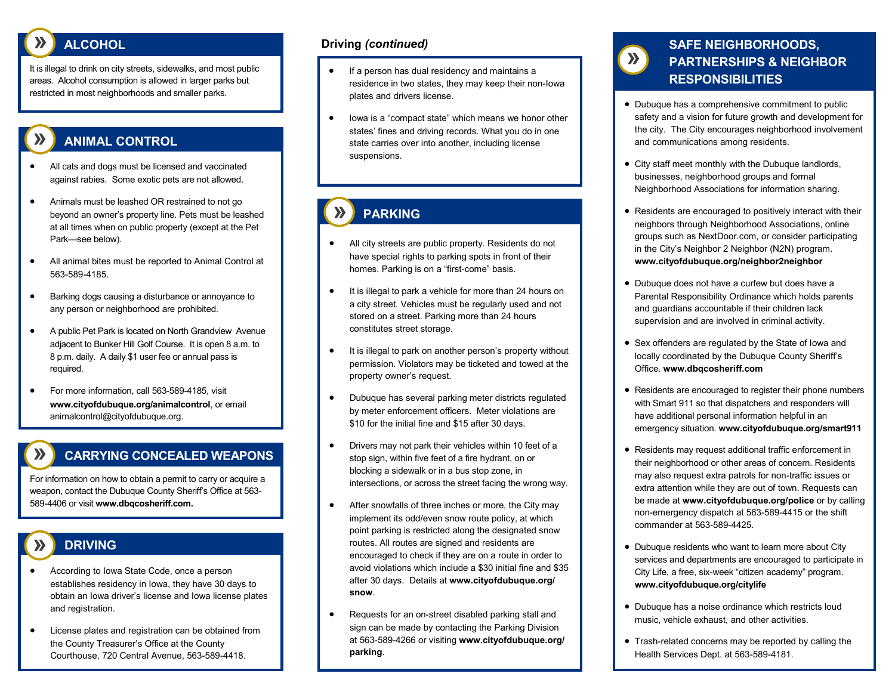## ALCOHOL

It is illegal to drink on city streets, sidewalks, and most public areas. Alcohol consumption is allowed in larger parks but restricted in most neighborhoods and smaller parks.

## ANIMAL CONTROL

- All cats and dogs must be licensed and vaccinated against rabies. Some exotic pets are not allowed.
- Animals must be leashed OR restrained to not go beyond an owner's property line. Pets must be leashed at all times when on public property (except at the Pet Park—see below).
- All animal bites must be reported to Animal Control at 563-589-4185.
- Barking dogs causing a disturbance or annoyance to any person or neighborhood are prohibited.
- A public Pet Park is located on North Grandview Avenue adjacent to Bunker Hill Golf Course. It is open 8 a.m. to 8 p.m. daily. A daily $1 user fee or annual pass is required.
- For more information, call 563-589-4185, visit **www.cityofdubuque.org/animalcontrol**, or email animalcontrol@cityofdubuque.org.

## CARRYING CONCEALED WEAPONS

For information on how to obtain a permit to carry or acquire a weapon, contact the Dubuque County Sheriff's Office at 563-589-4406 or visit **www.dbqcosheriff.com.**

## DRIVING

- According to Iowa State Code, once a person establishes residency in Iowa, they have 30 days to obtain an Iowa driver's license and Iowa license plates and registration.
- License plates and registration can be obtained from the County Treasurer's Office at the County Courthouse, 720 Central Avenue, 563-589-4418.

**Driving *(continued)***

- If a person has dual residency and maintains a residence in two states, they may keep their non-Iowa plates and drivers license.
- Iowa is a "compact state" which means we honor other states' fines and driving records. What you do in one state carries over into another, including license suspensions.

## PARKING

- All city streets are public property. Residents do not have special rights to parking spots in front of their homes. Parking is on a "first-come" basis.
- It is illegal to park a vehicle for more than 24 hours on a city street. Vehicles must be regularly used and not stored on a street. Parking more than 24 hours constitutes street storage.
- It is illegal to park on another person's property without permission. Violators may be ticketed and towed at the property owner's request.
- Dubuque has several parking meter districts regulated by meter enforcement officers. Meter violations are $10 for the initial fine and $15 after 30 days.
- Drivers may not park their vehicles within 10 feet of a stop sign, within five feet of a fire hydrant, on or blocking a sidewalk or in a bus stop zone, in intersections, or across the street facing the wrong way.
- After snowfalls of three inches or more, the City may implement its odd/even snow route policy, at which point parking is restricted along the designated snow routes. All routes are signed and residents are encouraged to check if they are on a route in order to avoid violations which include a $30 initial fine and $35 after 30 days. Details at **www.cityofdubuque.org/snow**.
- Requests for an on-street disabled parking stall and sign can be made by contacting the Parking Division at 563-589-4266 or visiting **www.cityofdubuque.org/parking**.

## SAFE NEIGHBORHOODS, PARTNERSHIPS & NEIGHBOR RESPONSIBILITIES

- Dubuque has a comprehensive commitment to public safety and a vision for future growth and development for the city. The City encourages neighborhood involvement and communications among residents.
- City staff meet monthly with the Dubuque landlords, businesses, neighborhood groups and formal Neighborhood Associations for information sharing.
- Residents are encouraged to positively interact with their neighbors through Neighborhood Associations, online groups such as NextDoor.com, or consider participating in the City's Neighbor 2 Neighbor (N2N) program. **www.cityofdubuque.org/neighbor2neighbor**
- Dubuque does not have a curfew but does have a Parental Responsibility Ordinance which holds parents and guardians accountable if their children lack supervision and are involved in criminal activity.
- Sex offenders are regulated by the State of Iowa and locally coordinated by the Dubuque County Sheriff's Office. **www.dbqcosheriff.com**
- Residents are encouraged to register their phone numbers with Smart 911 so that dispatchers and responders will have additional personal information helpful in an emergency situation. **www.cityofdubuque.org/smart911**
- Residents may request additional traffic enforcement in their neighborhood or other areas of concern. Residents may also request extra patrols for non-traffic issues or extra attention while they are out of town. Requests can be made at **www.cityofdubuque.org/police** or by calling non-emergency dispatch at 563-589-4415 or the shift commander at 563-589-4425.
- Dubuque residents who want to learn more about City services and departments are encouraged to participate in City Life, a free, six-week "citizen academy" program. **www.cityofdubuque.org/citylife**
- Dubuque has a noise ordinance which restricts loud music, vehicle exhaust, and other activities.
- Trash-related concerns may be reported by calling the Health Services Dept. at 563-589-4181.